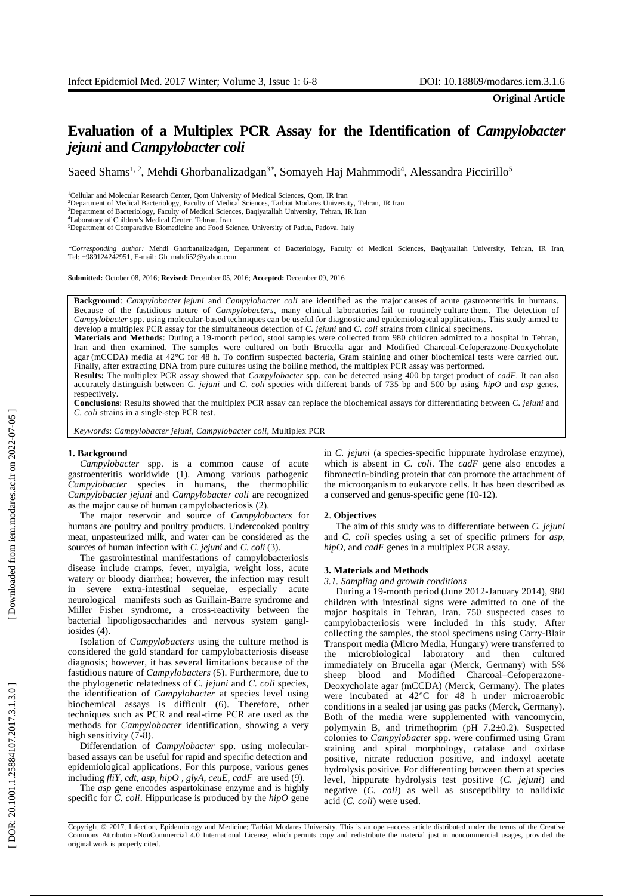**Original Article**

# Evaluation of a Multiplex PCR Assay for the Identification of *Campylobacter jejuni* and *Campylobacter coli*

Saeed Shams[1, 2], Mehdi Ghorbanalizadgan[3*], Somayeh Haj Mahmmodi[4], Alessandra Piccirillo[5]

[1]Cellular and Molecular Research Center, Qom University of Medical Sciences, Qom, IR Iran
[2]Department of Medical Bacteriology, Faculty of Medical Sciences, Tarbiat Modares University, Tehran, IR Iran
[3]Department of Bacteriology, Faculty of Medical Sciences, Baqiyatallah University, Tehran, IR Iran
[4]Laboratory of Children's Medical Center. Tehran, Iran
[5]Department of Comparative Biomedicine and Food Science, University of Padua, Padova, Italy

*\*Corresponding author:* Mehdi Ghorbanalizadgan, Department of Bacteriology, Faculty of Medical Sciences, Baqiyatallah University, Tehran, IR Iran, Tel: +989124242951, E-mail: Gh_mahdi52@yahoo.com

**Submitted:** October 08, 2016; **Revised:** December 05, 2016; **Accepted:** December 09, 2016

**Background**: *Campylobacter jejuni* and *Campylobacter coli* are identified as the major causes of acute gastroenteritis in humans. Because of the fastidious nature of *Campylobacters*, many clinical laboratories fail to routinely culture them. The detection of *Campylobacter* spp. using molecular-based techniques can be useful for diagnostic and epidemiological applications. This study aimed to develop a multiplex PCR assay for the simultaneous detection of *C. jejuni* and *C. coli* strains from clinical specimens.

**Materials and Methods**: During a 19-month period, stool samples were collected from 980 children admitted to a hospital in Tehran, Iran and then examined. The samples were cultured on both Brucella agar and Modified Charcoal-Cefoperazone-Deoxycholate agar (mCCDA) media at 42°C for 48 h. To confirm suspected bacteria, Gram staining and other biochemical tests were carried out. Finally, after extracting DNA from pure cultures using the boiling method, the multiplex PCR assay was performed.

**Results:** The multiplex PCR assay showed that *Campylobacter* spp. can be detected using 400 bp target product of *cadF*. It can also accurately distinguish between *C. jejuni* and *C. coli* species with different bands of 735 bp and 500 bp using *hipO* and *asp* genes, respectively.

**Conclusions**: Results showed that the multiplex PCR assay can replace the biochemical assays for differentiating between *C. jejuni* and *C. coli* strains in a single-step PCR test.

*Keywords*: *Campylobacter jejuni*, *Campylobacter coli*, Multiplex PCR

## 1. Background

*Campylobacter* spp. is a common cause of acute gastroenteritis worldwide (1). Among various pathogenic *Campylobacter* species in humans, the thermophilic *Campylobacter jejuni* and *Campylobacter coli* are recognized as the major cause of human campylobacteriosis (2).

The major reservoir and source of *Campylobacters* for humans are poultry and poultry products. Undercooked poultry meat, unpasteurized milk, and water can be considered as the sources of human infection with *C. jejuni* and *C. coli* (3).

The gastrointestinal manifestations of campylobacteriosis disease include cramps, fever, myalgia, weight loss, acute watery or bloody diarrhea; however, the infection may result in severe extra-intestinal sequelae, especially acute neurological manifests such as Guillain-Barre syndrome and Miller Fisher syndrome, a cross-reactivity between the bacterial lipooligosaccharides and nervous system gangliosides (4).

Isolation of *Campylobacters* using the culture method is considered the gold standard for campylobacteriosis disease diagnosis; however, it has several limitations because of the fastidious nature of *Campylobacters* (5). Furthermore, due to the phylogenetic relatedness of *C. jejuni* and *C. coli* species, the identification of *Campylobacter* at species level using biochemical assays is difficult (6). Therefore, other techniques such as PCR and real-time PCR are used as the methods for *Campylobacter* identification, showing a very high sensitivity (7-8).

Differentiation of *Campylobacter* spp. using molecular-based assays can be useful for rapid and specific detection and epidemiological applications. For this purpose, various genes including *fliY*, *cdt*, *asp*, *hipO* , *glyA*, *ceuE*, *cadF* are used (9).

The *asp* gene encodes aspartokinase enzyme and is highly specific for *C. coli*. Hippuricase is produced by the *hipO* gene in *C. jejuni* (a species-specific hippurate hydrolase enzyme), which is absent in *C. coli*. The *cadF* gene also encodes a fibronectin-binding protein that can promote the attachment of the microorganism to eukaryote cells. It has been described as a conserved and genus-specific gene (10-12).

## 2. Objectives

The aim of this study was to differentiate between *C. jejuni* and *C. coli* species using a set of specific primers for *asp*, *hipO*, and *cadF* genes in a multiplex PCR assay.

## 3. Materials and Methods

### 3.1. Sampling and growth conditions

During a 19-month period (June 2012-January 2014), 980 children with intestinal signs were admitted to one of the major hospitals in Tehran, Iran. 750 suspected cases to campylobacteriosis were included in this study. After collecting the samples, the stool specimens using Carry-Blair Transport media (Micro Media, Hungary) were transferred to the microbiological laboratory and then cultured immediately on Brucella agar (Merck, Germany) with 5% sheep blood and Modified Charcoal–Cefoperazone-Deoxycholate agar (mCCDA) (Merck, Germany). The plates were incubated at 42°C for 48 h under microaerobic conditions in a sealed jar using gas packs (Merck, Germany). Both of the media were supplemented with vancomycin, polymyxin B, and trimethoprim (pH 7.2±0.2). Suspected colonies to *Campylobacter* spp. were confirmed using Gram staining and spiral morphology, catalase and oxidase positive, nitrate reduction positive, and indoxyl acetate hydrolysis positive. For differencing between them at species level, hippurate hydrolysis test positive (*C. jejuni*) and negative (*C. coli*) as well as susceptiblity to nalidixic acid (*C. coli*) were used.

Copyright © 2017, Infection, Epidemiology and Medicine; Tarbiat Modares University. This is an open-access article distributed under the terms of the Creative Commons Attribution-NonCommercial 4.0 International License, which permits copy and redistribute the material just in noncommercial usages, provided the original work is properly cited.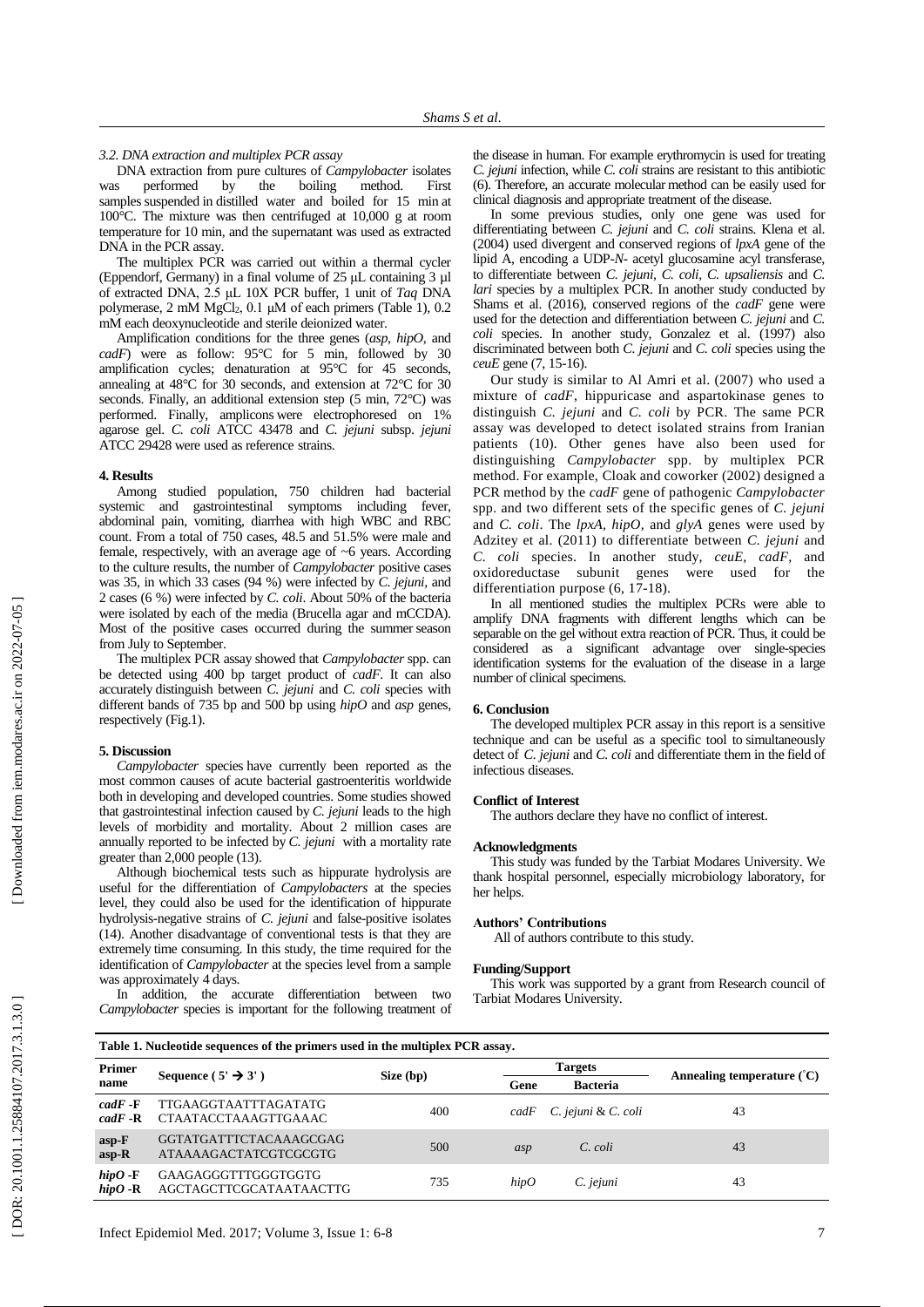*3.2. DNA extraction and multiplex PCR assay*

DNA extraction from pure cultures of *Campylobacter* isolates was performed by the boiling method. First samples suspended in distilled water and boiled for 15 min at 100°C. The mixture was then centrifuged at 10,000 g at room temperature for 10 min, and the supernatant was used as extracted DNA in the PCR assay.

The multiplex PCR was carried out within a thermal cycler (Eppendorf, Germany) in a final volume of 25 µL containing 3 µl of extracted DNA, 2.5 µL 10X PCR buffer, 1 unit of *Taq* DNA polymerase, 2 mM $MgCl_2$, 0.1 µM of each primers (Table 1), 0.2 mM each deoxynucleotide and sterile deionized water.

Amplification conditions for the three genes (*asp*, *hipO*, and *cadF*) were as follow: 95°C for 5 min, followed by 30 amplification cycles; denaturation at 95°C for 45 seconds, annealing at 48°C for 30 seconds, and extension at 72°C for 30 seconds. Finally, an additional extension step (5 min, 72°C) was performed. Finally, amplicons were electrophoresed on 1% agarose gel. *C. coli* ATCC 43478 and *C. jejuni* subsp. *jejuni* ATCC 29428 were used as reference strains.

## 4. Results

Among studied population, 750 children had bacterial systemic and gastrointestinal symptoms including fever, abdominal pain, vomiting, diarrhea with high WBC and RBC count. From a total of 750 cases, 48.5 and 51.5% were male and female, respectively, with an average age of ~6 years. According to the culture results, the number of *Campylobacter* positive cases was 35, in which 33 cases (94 %) were infected by *C. jejuni*, and 2 cases (6 %) were infected by *C. coli*. About 50% of the bacteria were isolated by each of the media (Brucella agar and mCCDA). Most of the positive cases occurred during the summer season from July to September.

The multiplex PCR assay showed that *Campylobacter* spp. can be detected using 400 bp target product of *cadF*. It can also accurately distinguish between *C. jejuni* and *C. coli* species with different bands of 735 bp and 500 bp using *hipO* and *asp* genes, respectively (Fig.1).

## 5. Discussion

*Campylobacter* species have currently been reported as the most common causes of acute bacterial gastroenteritis worldwide both in developing and developed countries. Some studies showed that gastrointestinal infection caused by *C. jejuni* leads to the high levels of morbidity and mortality. About 2 million cases are annually reported to be infected by *C. jejuni* with a mortality rate greater than 2,000 people (13).

Although biochemical tests such as hippurate hydrolysis are useful for the differentiation of *Campylobacters* at the species level, they could also be used for the identification of hippurate hydrolysis-negative strains of *C. jejuni* and false-positive isolates (14). Another disadvantage of conventional tests is that they are extremely time consuming. In this study, the time required for the identification of *Campylobacter* at the species level from a sample was approximately 4 days.

In addition, the accurate differentiation between two *Campylobacter* species is important for the following treatment of the disease in human. For example erythromycin is used for treating *C. jejuni* infection, while *C. coli* strains are resistant to this antibiotic (6). Therefore, an accurate molecular method can be easily used for clinical diagnosis and appropriate treatment of the disease.

In some previous studies, only one gene was used for differentiating between *C. jejuni* and *C. coli* strains. Klena et al. (2004) used divergent and conserved regions of *lpxA* gene of the lipid A, encoding a UDP-*N*- acetyl glucosamine acyl transferase, to differentiate between *C. jejuni*, *C. coli*, *C. upsaliensis* and *C. lari* species by a multiplex PCR. In another study conducted by Shams et al. (2016), conserved regions of the *cadF* gene were used for the detection and differentiation between *C. jejuni* and *C. coli* species. In another study, Gonzalez et al. (1997) also discriminated between both *C. jejuni* and *C. coli* species using the *ceuE* gene (7, 15-16).

Our study is similar to Al Amri et al. (2007) who used a mixture of *cadF*, hippuricase and aspartokinase genes to distinguish *C. jejuni* and *C. coli* by PCR. The same PCR assay was developed to detect isolated strains from Iranian patients (10). Other genes have also been used for distinguishing *Campylobacter* spp. by multiplex PCR method. For example, Cloak and coworker (2002) designed a PCR method by the *cadF* gene of pathogenic *Campylobacter* spp. and two different sets of the specific genes of *C. jejuni* and *C. coli*. The *lpxA*, *hipO*, and *glyA* genes were used by Adzitey et al. (2011) to differentiate between *C. jejuni* and *C. coli* species. In another study, *ceuE*, *cadF*, and oxidoreductase subunit genes were used for the differentiation purpose (6, 17-18).

In all mentioned studies the multiplex PCRs were able to amplify DNA fragments with different lengths which can be separable on the gel without extra reaction of PCR. Thus, it could be considered as a significant advantage over single-species identification systems for the evaluation of the disease in a large number of clinical specimens.

## 6. Conclusion

The developed multiplex PCR assay in this report is a sensitive technique and can be useful as a specific tool to simultaneously detect of *C. jejuni* and *C. coli* and differentiate them in the field of infectious diseases.

### Conflict of Interest

The authors declare they have no conflict of interest.

### Acknowledgments

This study was funded by the Tarbiat Modares University. We thank hospital personnel, especially microbiology laboratory, for her helps.

### Authors' Contributions

All of authors contribute to this study.

### Funding/Support

This work was supported by a grant from Research council of Tarbiat Modares University.

**Table 1. Nucleotide sequences of the primers used in the multiplex PCR assay.**

| Primer name | Sequence ( 5' → 3' ) | Size (bp) | Targets | | Annealing temperature (°C) |
|---|---|---|---|---|---|
| | | | Gene | Bacteria | |
| ***cadF*-F**<br>***cadF*-R** | TTGAAGGTAATTTAGATATG<br>CTAATACCTAAAGTTGAAAC | 400 | *cadF* | *C. jejuni* & *C. coli* | 43 |
| **asp-F**<br>**asp-R** | GGTATGATTTCTACAAAGCGAG<br>ATAAAAGACTATCGTCGCGTG | 500 | *asp* | *C. coli* | 43 |
| ***hipO*-F**<br>***hipO*-R** | GAAGAGGGTTTGGGTGGTG<br>AGCTAGCTTCGCATAATAACTTG | 735 | *hipO* | *C. jejuni* | 43 |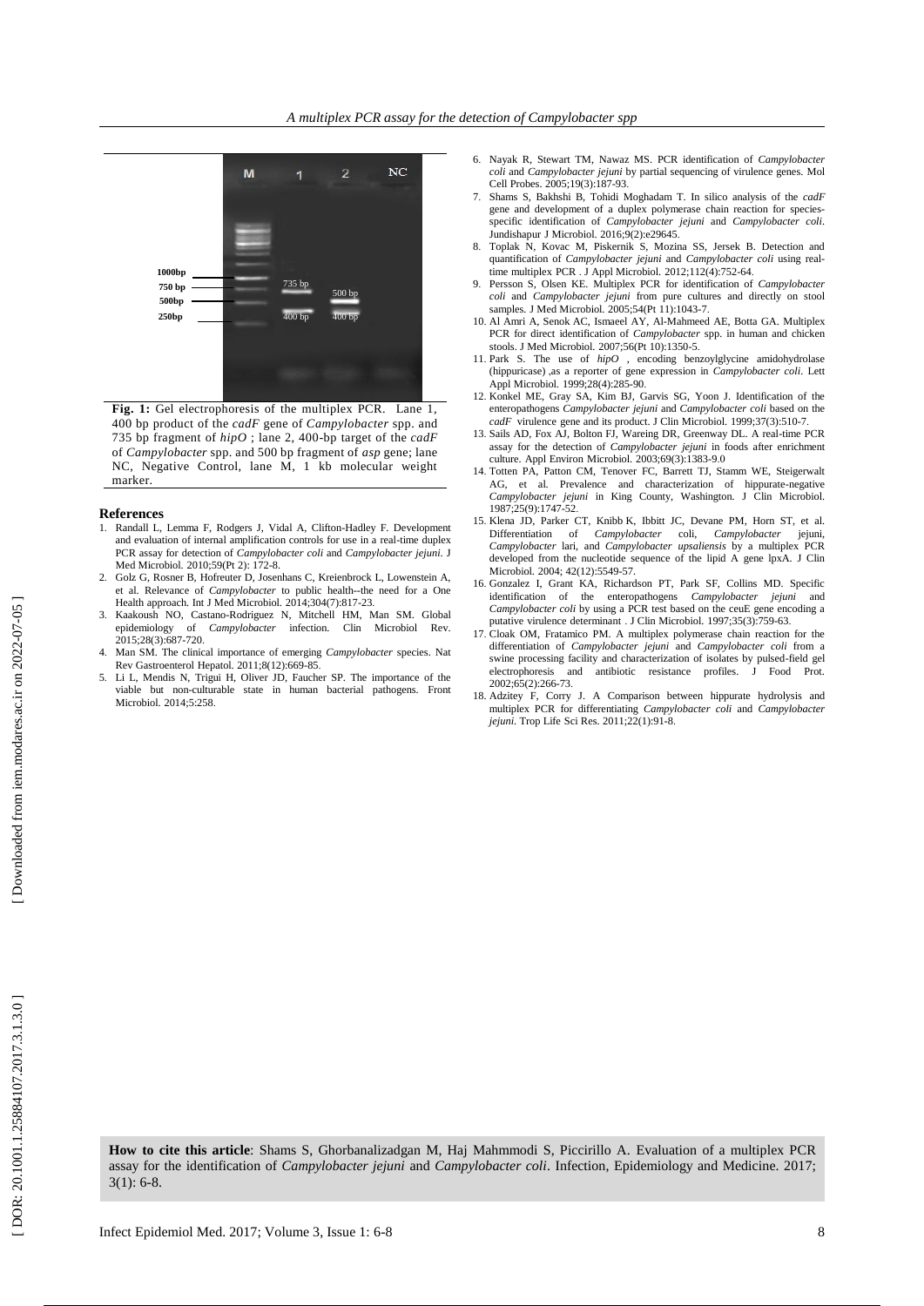M 1 2 NC

1000bp
750 bp
500bp
250bp

735 bp
500 bp
400 bp
400 bp

**Fig. 1:** Gel electrophoresis of the multiplex PCR. Lane 1, 400 bp product of the *cadF* gene of *Campylobacter* spp. and 735 bp fragment of *hipO* ; lane 2, 400-bp target of the *cadF* of *Campylobacter* spp. and 500 bp fragment of *asp* gene; lane NC, Negative Control, lane M, 1 kb molecular weight marker.

## References

1. Randall L, Lemma F, Rodgers J, Vidal A, Clifton-Hadley F. Development and evaluation of internal amplification controls for use in a real-time duplex PCR assay for detection of *Campylobacter coli* and *Campylobacter jejuni*. J Med Microbiol. 2010;59(Pt 2): 172-8.
2. Golz G, Rosner B, Hofreuter D, Josenhans C, Kreienbrock L, Lowenstein A, et al. Relevance of *Campylobacter* to public health--the need for a One Health approach. Int J Med Microbiol. 2014;304(7):817-23.
3. Kaakoush NO, Castano-Rodriguez N, Mitchell HM, Man SM. Global epidemiology of *Campylobacter* infection. Clin Microbiol Rev. 2015;28(3):687-720.
4. Man SM. The clinical importance of emerging *Campylobacter* species. Nat Rev Gastroenterol Hepatol. 2011;8(12):669-85.
5. Li L, Mendis N, Trigui H, Oliver JD, Faucher SP. The importance of the viable but non-culturable state in human bacterial pathogens. Front Microbiol. 2014;5:258.
6. Nayak R, Stewart TM, Nawaz MS. PCR identification of *Campylobacter coli* and *Campylobacter jejuni* by partial sequencing of virulence genes. Mol Cell Probes. 2005;19(3):187-93.
7. Shams S, Bakhshi B, Tohidi Moghadam T. In silico analysis of the *cadF* gene and development of a duplex polymerase chain reaction for species-specific identification of *Campylobacter jejuni* and *Campylobacter coli*. Jundishapur J Microbiol. 2016;9(2):e29645.
8. Toplak N, Kovac M, Piskernik S, Mozina SS, Jersek B. Detection and quantification of *Campylobacter jejuni* and *Campylobacter coli* using real-time multiplex PCR . J Appl Microbiol. 2012;112(4):752-64.
9. Persson S, Olsen KE. Multiplex PCR for identification of *Campylobacter coli* and *Campylobacter jejuni* from pure cultures and directly on stool samples. J Med Microbiol. 2005;54(Pt 11):1043-7.
10. Al Amri A, Senok AC, Ismaeel AY, Al-Mahmeed AE, Botta GA. Multiplex PCR for direct identification of *Campylobacter* spp. in human and chicken stools. J Med Microbiol. 2007;56(Pt 10):1350-5.
11. Park S. The use of *hipO* , encoding benzoylglycine amidohydrolase (hippuricase) ,as a reporter of gene expression in *Campylobacter coli*. Lett Appl Microbiol. 1999;28(4):285-90.
12. Konkel ME, Gray SA, Kim BJ, Garvis SG, Yoon J. Identification of the enteropathogens *Campylobacter jejuni* and *Campylobacter coli* based on the *cadF* virulence gene and its product. J Clin Microbiol. 1999;37(3):510-7.
13. Sails AD, Fox AJ, Bolton FJ, Wareing DR, Greenway DL. A real-time PCR assay for the detection of *Campylobacter jejuni* in foods after enrichment culture. Appl Environ Microbiol. 2003;69(3):1383-9.0
14. Totten PA, Patton CM, Tenover FC, Barrett TJ, Stamm WE, Steigerwalt AG, et al. Prevalence and characterization of hippurate-negative *Campylobacter jejuni* in King County, Washington. J Clin Microbiol. 1987;25(9):1747-52.
15. Klena JD, Parker CT, Knibb K, Ibbitt JC, Devane PM, Horn ST, et al. Differentiation of *Campylobacter* coli, *Campylobacter* jejuni, *Campylobacter* lari, and *Campylobacter upsaliensis* by a multiplex PCR developed from the nucleotide sequence of the lipid A gene lpxA. J Clin Microbiol. 2004; 42(12):5549-57.
16. Gonzalez I, Grant KA, Richardson PT, Park SF, Collins MD. Specific identification of the enteropathogens *Campylobacter jejuni* and *Campylobacter coli* by using a PCR test based on the ceuE gene encoding a putative virulence determinant . J Clin Microbiol. 1997;35(3):759-63.
17. Cloak OM, Fratamico PM. A multiplex polymerase chain reaction for the differentiation of *Campylobacter jejuni* and *Campylobacter coli* from a swine processing facility and characterization of isolates by pulsed-field gel electrophoresis and antibiotic resistance profiles. J Food Prot. 2002;65(2):266-73.
18. Adzitey F, Corry J. A Comparison between hippurate hydrolysis and multiplex PCR for differentiating *Campylobacter coli* and *Campylobacter jejuni*. Trop Life Sci Res. 2011;22(1):91-8.

**How to cite this article**: Shams S, Ghorbanalizadgan M, Haj Mahmmodi S, Piccirillo A. Evaluation of a multiplex PCR assay for the identification of *Campylobacter jejuni* and *Campylobacter coli*. Infection, Epidemiology and Medicine. 2017; 3(1): 6-8.